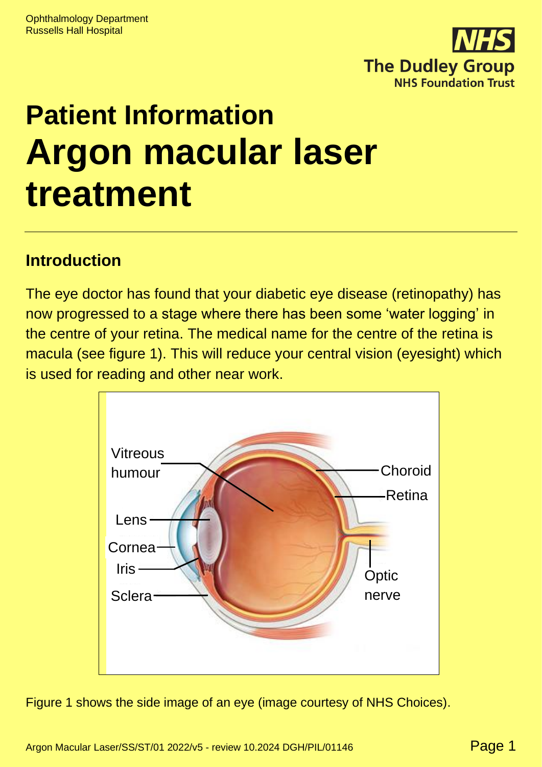Ophthalmology Department
Russells Hall Hospital

# Patient Information
# Argon macular laser treatment

## Introduction

The eye doctor has found that your diabetic eye disease (retinopathy) has now progressed to a stage where there has been some 'water logging' in the centre of your retina. The medical name for the centre of the retina is macula (see figure 1). This will reduce your central vision (eyesight) which is used for reading and other near work.

Figure 1 shows the side image of an eye (image courtesy of NHS Choices).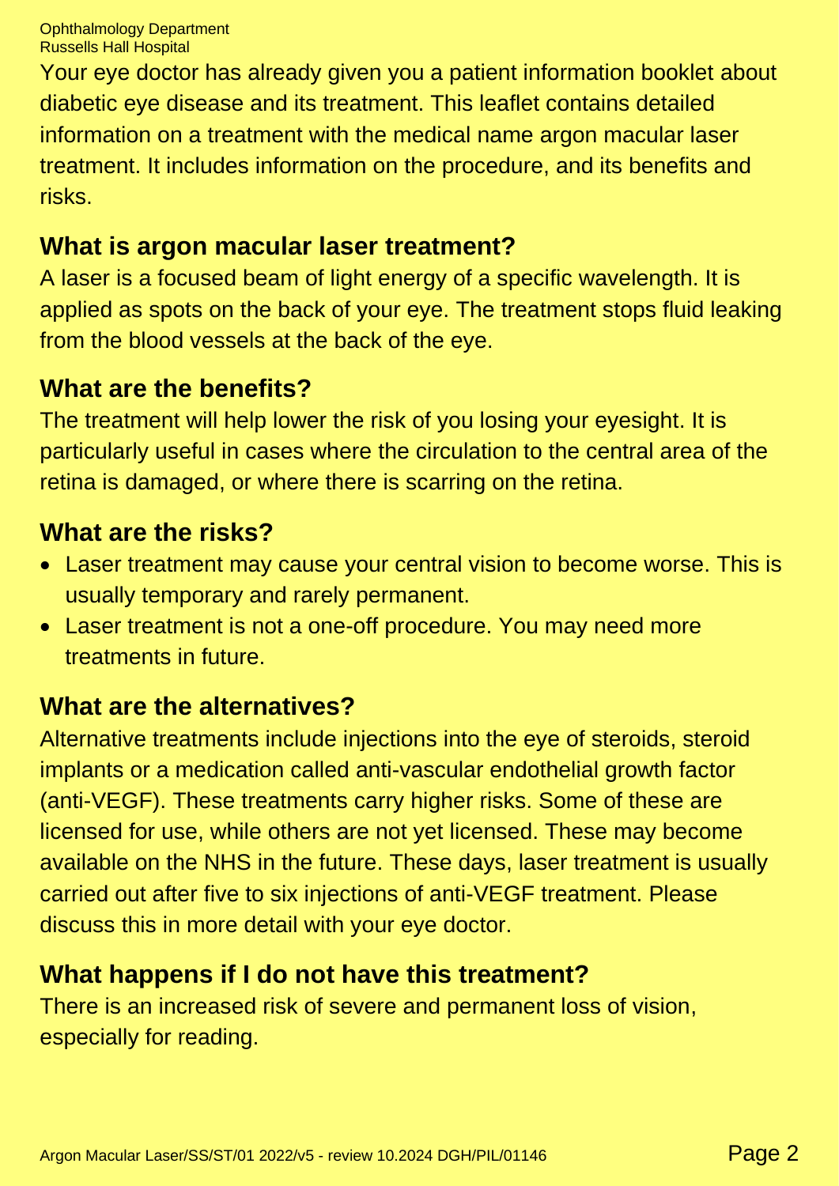Your eye doctor has already given you a patient information booklet about diabetic eye disease and its treatment. This leaflet contains detailed information on a treatment with the medical name argon macular laser treatment. It includes information on the procedure, and its benefits and risks.

## What is argon macular laser treatment?

A laser is a focused beam of light energy of a specific wavelength. It is applied as spots on the back of your eye. The treatment stops fluid leaking from the blood vessels at the back of the eye.

## What are the benefits?

The treatment will help lower the risk of you losing your eyesight. It is particularly useful in cases where the circulation to the central area of the retina is damaged, or where there is scarring on the retina.

## What are the risks?

- Laser treatment may cause your central vision to become worse. This is usually temporary and rarely permanent.
- Laser treatment is not a one-off procedure. You may need more treatments in future.

## What are the alternatives?

Alternative treatments include injections into the eye of steroids, steroid implants or a medication called anti-vascular endothelial growth factor (anti-VEGF). These treatments carry higher risks. Some of these are licensed for use, while others are not yet licensed. These may become available on the NHS in the future. These days, laser treatment is usually carried out after five to six injections of anti-VEGF treatment. Please discuss this in more detail with your eye doctor.

## What happens if I do not have this treatment?

There is an increased risk of severe and permanent loss of vision, especially for reading.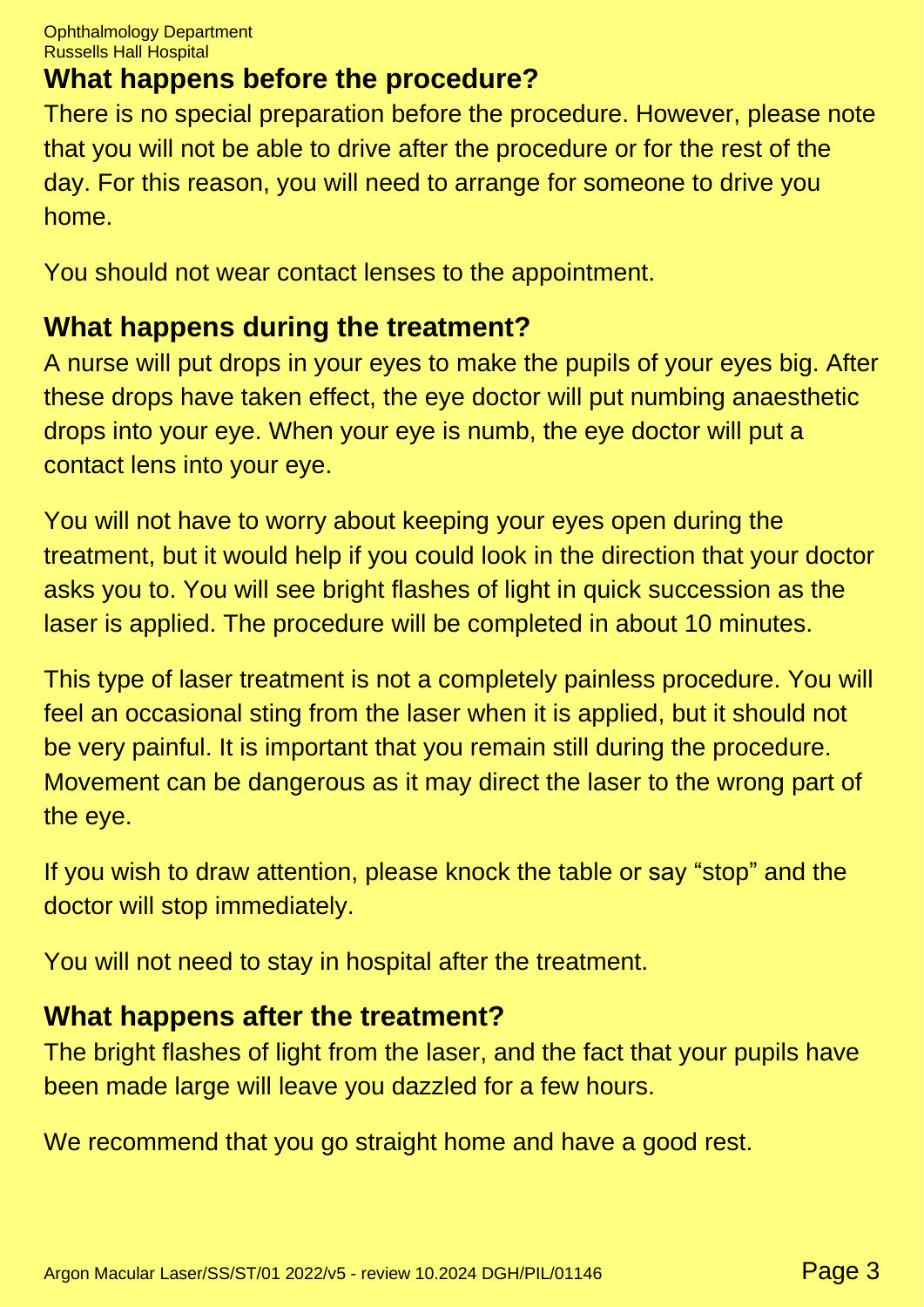## What happens before the procedure?

There is no special preparation before the procedure. However, please note that you will not be able to drive after the procedure or for the rest of the day. For this reason, you will need to arrange for someone to drive you home.

You should not wear contact lenses to the appointment.

## What happens during the treatment?

A nurse will put drops in your eyes to make the pupils of your eyes big. After these drops have taken effect, the eye doctor will put numbing anaesthetic drops into your eye. When your eye is numb, the eye doctor will put a contact lens into your eye.

You will not have to worry about keeping your eyes open during the treatment, but it would help if you could look in the direction that your doctor asks you to. You will see bright flashes of light in quick succession as the laser is applied. The procedure will be completed in about 10 minutes.

This type of laser treatment is not a completely painless procedure. You will feel an occasional sting from the laser when it is applied, but it should not be very painful. It is important that you remain still during the procedure. Movement can be dangerous as it may direct the laser to the wrong part of the eye.

If you wish to draw attention, please knock the table or say "stop" and the doctor will stop immediately.

You will not need to stay in hospital after the treatment.

## What happens after the treatment?

The bright flashes of light from the laser, and the fact that your pupils have been made large will leave you dazzled for a few hours.

We recommend that you go straight home and have a good rest.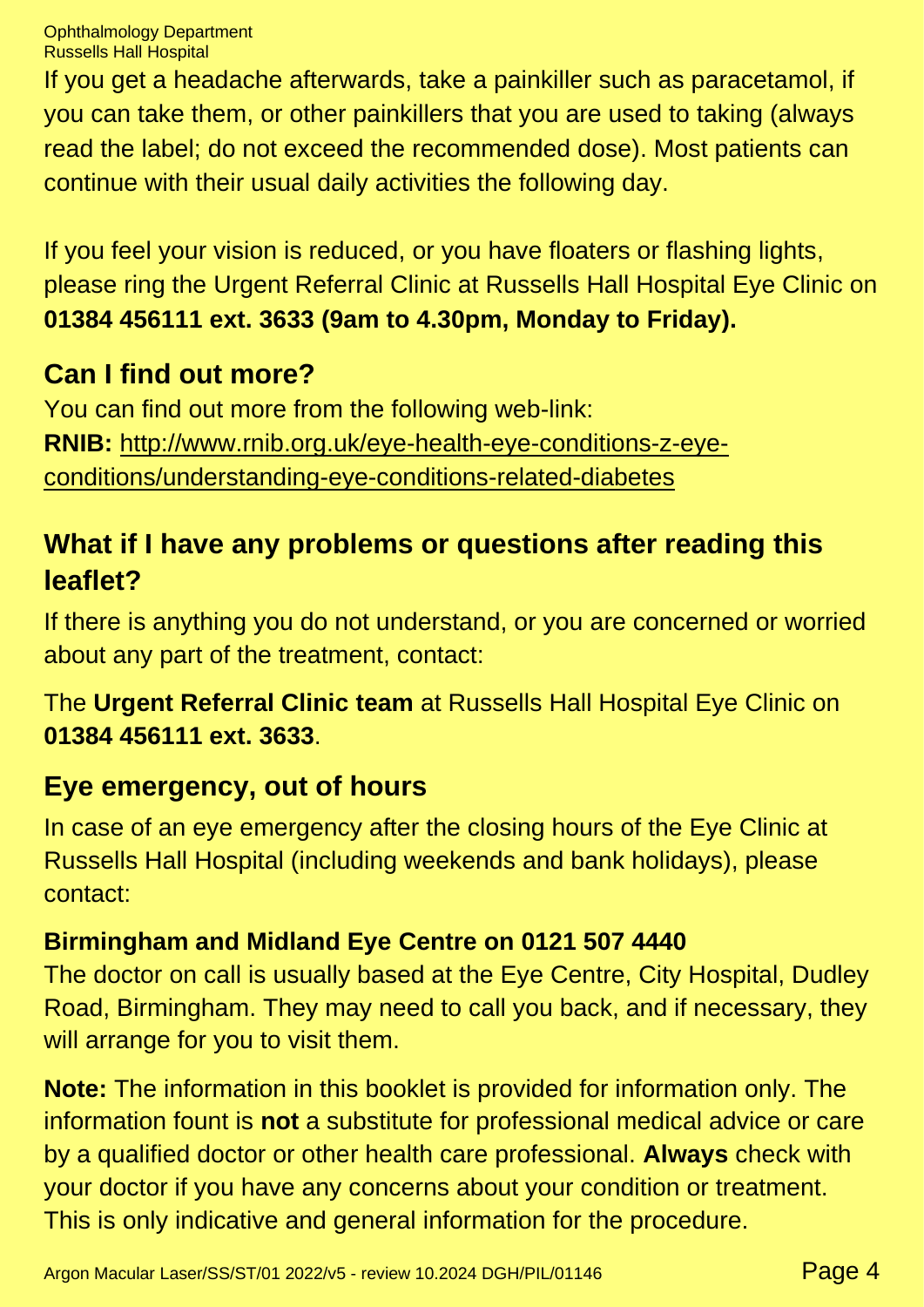If you get a headache afterwards, take a painkiller such as paracetamol, if you can take them, or other painkillers that you are used to taking (always read the label; do not exceed the recommended dose). Most patients can continue with their usual daily activities the following day.

If you feel your vision is reduced, or you have floaters or flashing lights, please ring the Urgent Referral Clinic at Russells Hall Hospital Eye Clinic on **01384 456111 ext. 3633 (9am to 4.30pm, Monday to Friday).**

## Can I find out more?

You can find out more from the following web-link:
**RNIB:** http://www.rnib.org.uk/eye-health-eye-conditions-z-eye-conditions/understanding-eye-conditions-related-diabetes

## What if I have any problems or questions after reading this leaflet?

If there is anything you do not understand, or you are concerned or worried about any part of the treatment, contact:

The **Urgent Referral Clinic team** at Russells Hall Hospital Eye Clinic on **01384 456111 ext. 3633**.

## Eye emergency, out of hours

In case of an eye emergency after the closing hours of the Eye Clinic at Russells Hall Hospital (including weekends and bank holidays), please contact:

**Birmingham and Midland Eye Centre on 0121 507 4440**
The doctor on call is usually based at the Eye Centre, City Hospital, Dudley Road, Birmingham. They may need to call you back, and if necessary, they will arrange for you to visit them.

**Note:** The information in this booklet is provided for information only. The information fount is **not** a substitute for professional medical advice or care by a qualified doctor or other health care professional. **Always** check with your doctor if you have any concerns about your condition or treatment. This is only indicative and general information for the procedure.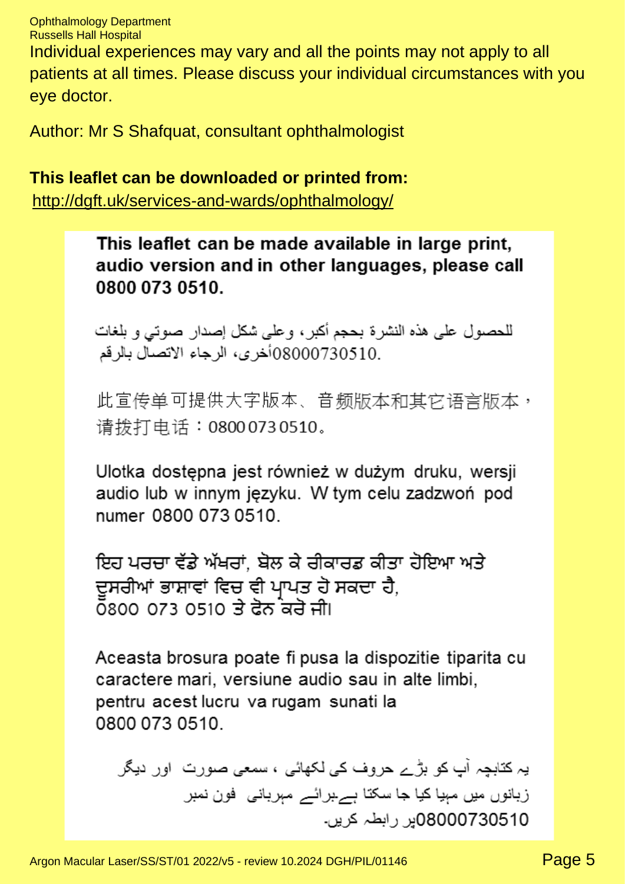Ophthalmology Department
Russells Hall Hospital

Individual experiences may vary and all the points may not apply to all patients at all times. Please discuss your individual circumstances with you eye doctor.

Author: Mr S Shafquat, consultant ophthalmologist

**This leaflet can be downloaded or printed from:**
http://dgft.uk/services-and-wards/ophthalmology/

**This leaflet can be made available in large print, audio version and in other languages, please call 0800 073 0510.**

للحصول على هذه النشرة بحجم أكبر، وعلى شكل إصدار صوتي و بلغات أخرى، الرجاء الاتصال بالرقم 08000730510.

此宣传单可提供大字版本、音频版本和其它语言版本，请拨打电话：0800 073 0510。

Ulotka dostępna jest również w dużym druku, wersji audio lub w innym języku. W tym celu zadzwoń pod numer 0800 073 0510.

ਇਹ ਪਰਚਾ ਵੱਡੇ ਅੱਖਰਾਂ, ਬੋਲ ਕੇ ਰੀਕਾਰਡ ਕੀਤਾ ਹੋਇਆ ਅਤੇ ਦੂਸਰੀਆਂ ਭਾਸ਼ਾਵਾਂ ਵਿਚ ਵੀ ਪ੍ਰਾਪਤ ਹੋ ਸਕਦਾ ਹੈ, 0800 073 0510 ਤੇ ਫੋਨ ਕਰੋ ਜੀ।

Aceasta brosura poate fi pusa la dispozitie tiparita cu caractere mari, versiune audio sau in alte limbi, pentru acest lucru va rugam sunati la 0800 073 0510.

یہ کتابچہ آپ کو بڑے حروف کی لکھائی ، سمعی صورت اور دیگر زبانوں میں مہیا کیا جا سکتا ہے۔برائے مہربانی فون نمبر 08000730510پر رابطہ کریں۔

Argon Macular Laser/SS/ST/01 2022/v5 - review 10.2024 DGH/PIL/01146